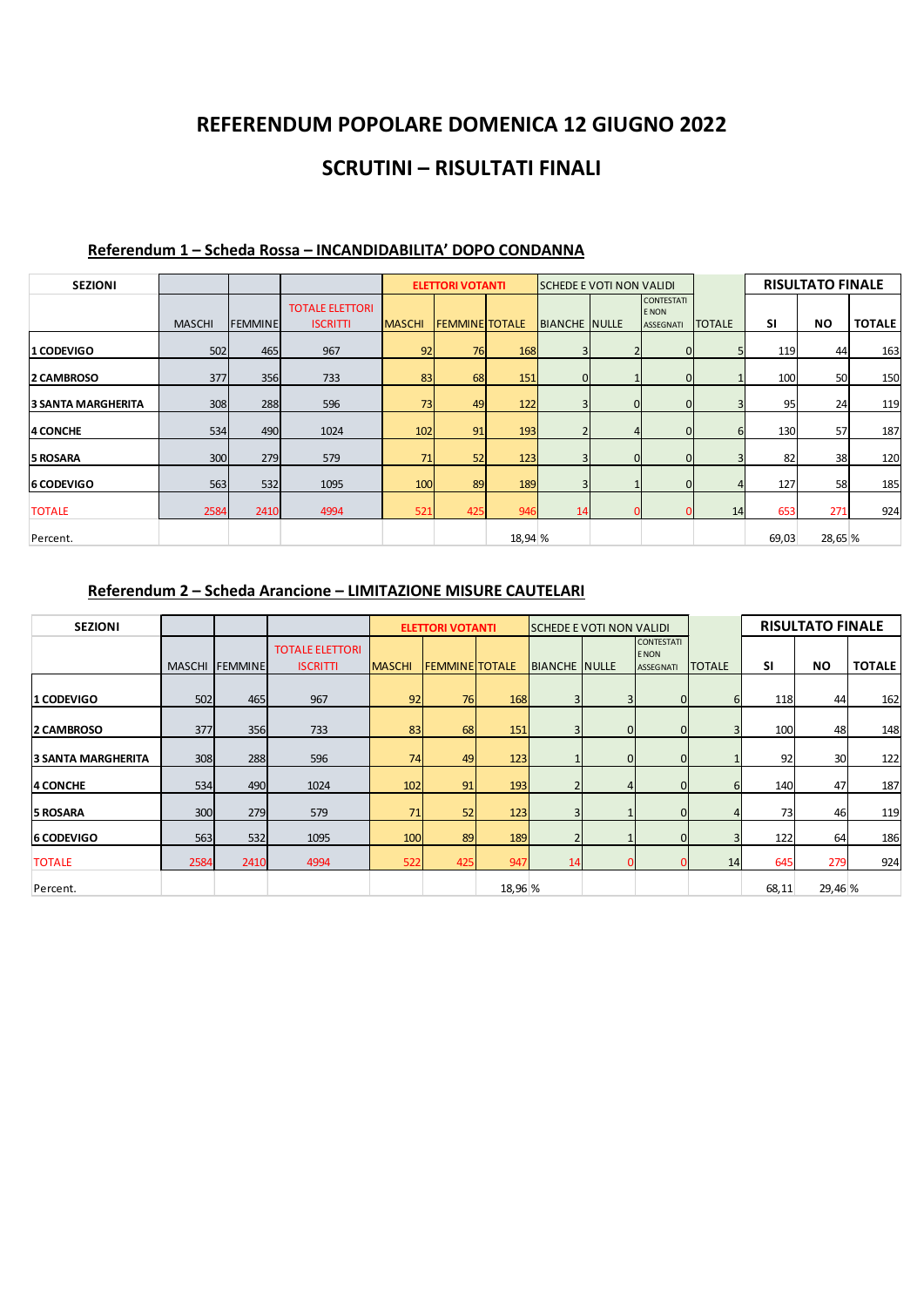# REFERENDUM POPOLARE DOMENICA 12 GIUGNO 2022

## SCRUTINI – RISULTATI FINALI

### Referendum 1 – Scheda Rossa – INCANDIDABILITA' DOPO CONDANNA

| SEZIONI | | | | ELETTORI VOTANTI | | | SCHEDE E VOTI NON VALIDI | | | | RISULTATO FINALE | | |
|---|---|---|---|---|---|---|---|---|---|---|---|---|---|
| | MASCHI | FEMMINE | TOTALE ELETTORI ISCRITTI | MASCHI | FEMMINE | TOTALE | BIANCHE | NULLE | CONTESTATI E NON ASSEGNATI | TOTALE | SI | NO | TOTALE |
| 1 CODEVIGO | 502 | 465 | 967 | 92 | 76 | 168 | 3 | 2 | 0 | 5 | 119 | 44 | 163 |
| 2 CAMBROSO | 377 | 356 | 733 | 83 | 68 | 151 | 0 | 1 | 0 | 1 | 100 | 50 | 150 |
| 3 SANTA MARGHERITA | 308 | 288 | 596 | 73 | 49 | 122 | 3 | 0 | 0 | 3 | 95 | 24 | 119 |
| 4 CONCHE | 534 | 490 | 1024 | 102 | 91 | 193 | 2 | 4 | 0 | 6 | 130 | 57 | 187 |
| 5 ROSARA | 300 | 279 | 579 | 71 | 52 | 123 | 3 | 0 | 0 | 3 | 82 | 38 | 120 |
| 6 CODEVIGO | 563 | 532 | 1095 | 100 | 89 | 189 | 3 | 1 | 0 | 4 | 127 | 58 | 185 |
| TOTALE | 2584 | 2410 | 4994 | 521 | 425 | 946 | 14 | 0 | 0 | 14 | 653 | 271 | 924 |
| Percent. | | | | | | 18,94 % | | | | | 69,03 | 28,65 % | |

### Referendum 2 – Scheda Arancione – LIMITAZIONE MISURE CAUTELARI

| SEZIONI | | | | ELETTORI VOTANTI | | | SCHEDE E VOTI NON VALIDI | | | | RISULTATO FINALE | | |
|---|---|---|---|---|---|---|---|---|---|---|---|---|---|
| | MASCHI | FEMMINE | TOTALE ELETTORI ISCRITTI | MASCHI | FEMMINE | TOTALE | BIANCHE | NULLE | CONTESTATI E NON ASSEGNATI | TOTALE | SI | NO | TOTALE |
| 1 CODEVIGO | 502 | 465 | 967 | 92 | 76 | 168 | 3 | 3 | 0 | 6 | 118 | 44 | 162 |
| 2 CAMBROSO | 377 | 356 | 733 | 83 | 68 | 151 | 3 | 0 | 0 | 3 | 100 | 48 | 148 |
| 3 SANTA MARGHERITA | 308 | 288 | 596 | 74 | 49 | 123 | 1 | 0 | 0 | 1 | 92 | 30 | 122 |
| 4 CONCHE | 534 | 490 | 1024 | 102 | 91 | 193 | 2 | 4 | 0 | 6 | 140 | 47 | 187 |
| 5 ROSARA | 300 | 279 | 579 | 71 | 52 | 123 | 3 | 1 | 0 | 4 | 73 | 46 | 119 |
| 6 CODEVIGO | 563 | 532 | 1095 | 100 | 89 | 189 | 2 | 1 | 0 | 3 | 122 | 64 | 186 |
| TOTALE | 2584 | 2410 | 4994 | 522 | 425 | 947 | 14 | 0 | 0 | 14 | 645 | 279 | 924 |
| Percent. | | | | | | 18,96 % | | | | | 68,11 | 29,46 % | |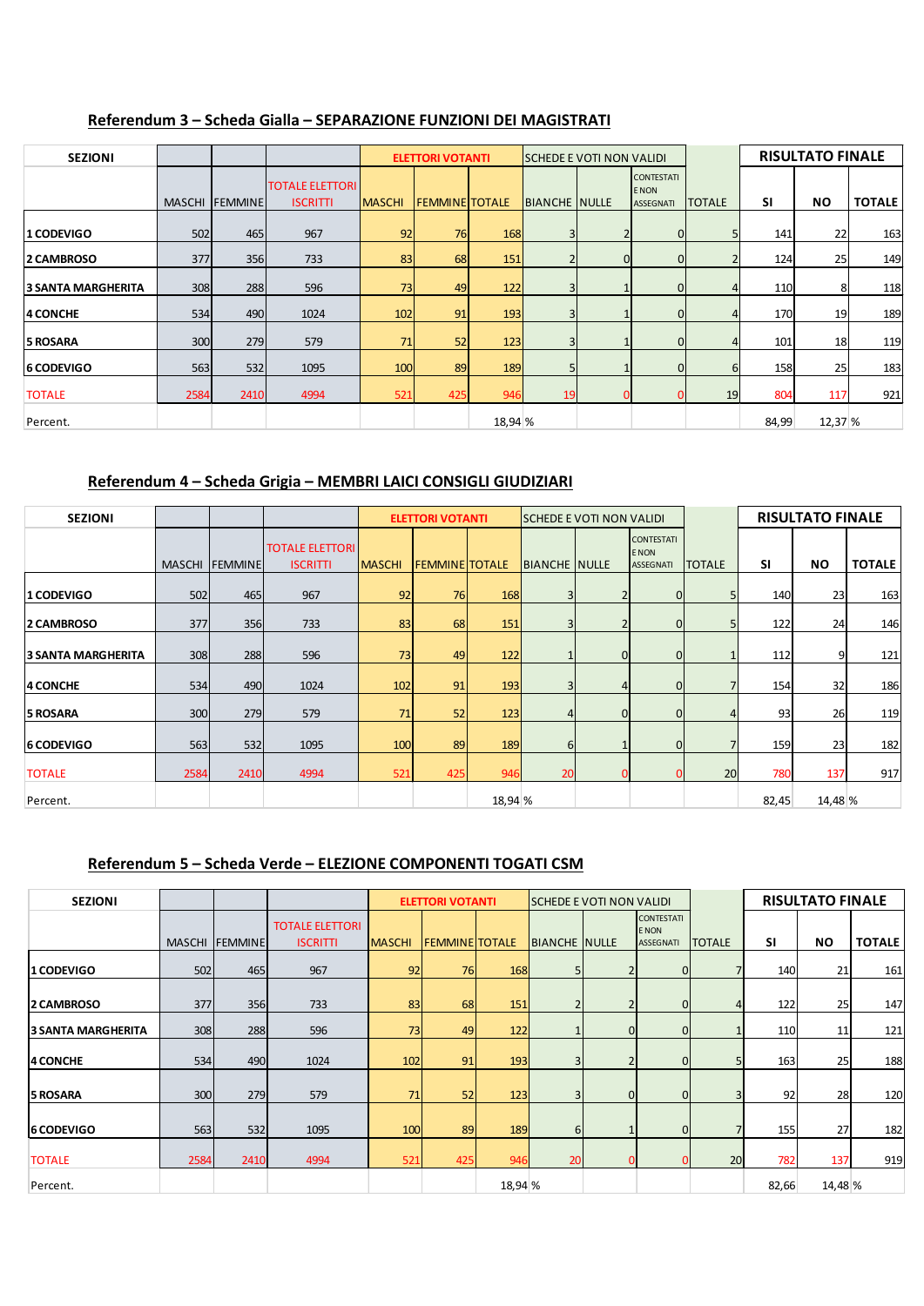## Referendum 3 – Scheda Gialla – SEPARAZIONE FUNZIONI DEI MAGISTRATI

| SEZIONI | | | | ELETTORI VOTANTI | | | SCHEDE E VOTI NON VALIDI | | | | RISULTATO FINALE | | |
|---|---|---|---|---|---|---|---|---|---|---|---|---|---|
| | MASCHI | FEMMINE | TOTALE ELETTORI ISCRITTI | MASCHI | FEMMINE | TOTALE | BIANCHE | NULLE | CONTESTATI E NON ASSEGNATI | TOTALE | SI | NO | TOTALE |
| 1 CODEVIGO | 502 | 465 | 967 | 92 | 76 | 168 | 3 | 2 | 0 | 5 | 141 | 22 | 163 |
| 2 CAMBROSO | 377 | 356 | 733 | 83 | 68 | 151 | 2 | 0 | 0 | 2 | 124 | 25 | 149 |
| 3 SANTA MARGHERITA | 308 | 288 | 596 | 73 | 49 | 122 | 3 | 1 | 0 | 4 | 110 | 8 | 118 |
| 4 CONCHE | 534 | 490 | 1024 | 102 | 91 | 193 | 3 | 1 | 0 | 4 | 170 | 19 | 189 |
| 5 ROSARA | 300 | 279 | 579 | 71 | 52 | 123 | 3 | 1 | 0 | 4 | 101 | 18 | 119 |
| 6 CODEVIGO | 563 | 532 | 1095 | 100 | 89 | 189 | 5 | 1 | 0 | 6 | 158 | 25 | 183 |
| TOTALE | 2584 | 2410 | 4994 | 521 | 425 | 946 | 19 | 0 | 0 | 19 | 804 | 117 | 921 |
| Percent. | | | | | | 18,94 % | | | | | 84,99 | 12,37 % | |

## Referendum 4 – Scheda Grigia – MEMBRI LAICI CONSIGLI GIUDIZIARI

| SEZIONI | | | | ELETTORI VOTANTI | | | SCHEDE E VOTI NON VALIDI | | | | RISULTATO FINALE | | |
|---|---|---|---|---|---|---|---|---|---|---|---|---|---|
| | MASCHI | FEMMINE | TOTALE ELETTORI ISCRITTI | MASCHI | FEMMINE | TOTALE | BIANCHE | NULLE | CONTESTATI E NON ASSEGNATI | TOTALE | SI | NO | TOTALE |
| 1 CODEVIGO | 502 | 465 | 967 | 92 | 76 | 168 | 3 | 2 | 0 | 5 | 140 | 23 | 163 |
| 2 CAMBROSO | 377 | 356 | 733 | 83 | 68 | 151 | 3 | 2 | 0 | 5 | 122 | 24 | 146 |
| 3 SANTA MARGHERITA | 308 | 288 | 596 | 73 | 49 | 122 | 1 | 0 | 0 | 1 | 112 | 9 | 121 |
| 4 CONCHE | 534 | 490 | 1024 | 102 | 91 | 193 | 3 | 4 | 0 | 7 | 154 | 32 | 186 |
| 5 ROSARA | 300 | 279 | 579 | 71 | 52 | 123 | 4 | 0 | 0 | 4 | 93 | 26 | 119 |
| 6 CODEVIGO | 563 | 532 | 1095 | 100 | 89 | 189 | 6 | 1 | 0 | 7 | 159 | 23 | 182 |
| TOTALE | 2584 | 2410 | 4994 | 521 | 425 | 946 | 20 | 0 | 0 | 20 | 780 | 137 | 917 |
| Percent. | | | | | | 18,94 % | | | | | 82,45 | 14,48 % | |

## Referendum 5 – Scheda Verde – ELEZIONE COMPONENTI TOGATI CSM

| SEZIONI | | | | ELETTORI VOTANTI | | | SCHEDE E VOTI NON VALIDI | | | | RISULTATO FINALE | | |
|---|---|---|---|---|---|---|---|---|---|---|---|---|---|
| | MASCHI | FEMMINE | TOTALE ELETTORI ISCRITTI | MASCHI | FEMMINE | TOTALE | BIANCHE | NULLE | CONTESTATI E NON ASSEGNATI | TOTALE | SI | NO | TOTALE |
| 1 CODEVIGO | 502 | 465 | 967 | 92 | 76 | 168 | 5 | 2 | 0 | 7 | 140 | 21 | 161 |
| 2 CAMBROSO | 377 | 356 | 733 | 83 | 68 | 151 | 2 | 2 | 0 | 4 | 122 | 25 | 147 |
| 3 SANTA MARGHERITA | 308 | 288 | 596 | 73 | 49 | 122 | 1 | 0 | 0 | 1 | 110 | 11 | 121 |
| 4 CONCHE | 534 | 490 | 1024 | 102 | 91 | 193 | 3 | 2 | 0 | 5 | 163 | 25 | 188 |
| 5 ROSARA | 300 | 279 | 579 | 71 | 52 | 123 | 3 | 0 | 0 | 3 | 92 | 28 | 120 |
| 6 CODEVIGO | 563 | 532 | 1095 | 100 | 89 | 189 | 6 | 1 | 0 | 7 | 155 | 27 | 182 |
| TOTALE | 2584 | 2410 | 4994 | 521 | 425 | 946 | 20 | 0 | 0 | 20 | 782 | 137 | 919 |
| Percent. | | | | | | 18,94 % | | | | | 82,66 | 14,48 % | |